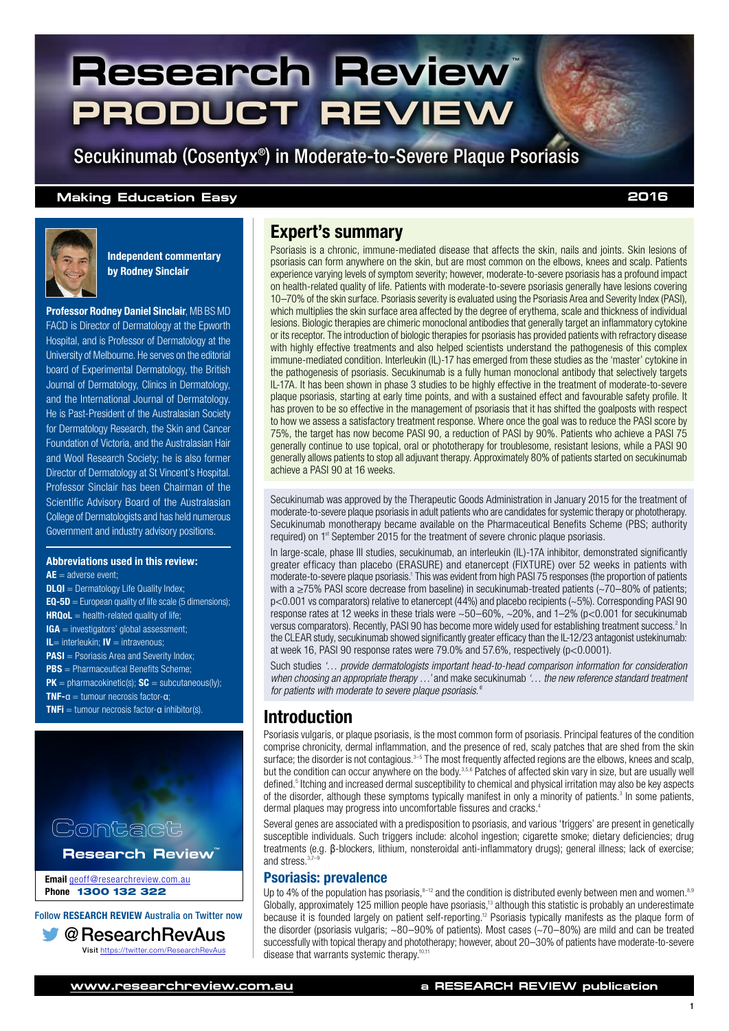# Research Review™ PRODUCT REVIEW

## Secukinumab (Cosentyx®) in Moderate-to-Severe Plaque Psoriasis

**Making Education Easy** 2016

**Independent commentary by Rodney Sinclair**

**Professor Rodney Daniel Sinclair**, MB BS MD FACD is Director of Dermatology at the Epworth Hospital, and is Professor of Dermatology at the University of Melbourne. He serves on the editorial board of Experimental Dermatology, the British Journal of Dermatology, Clinics in Dermatology, and the International Journal of Dermatology. He is Past-President of the Australasian Society for Dermatology Research, the Skin and Cancer Foundation of Victoria, and the Australasian Hair and Wool Research Society; he is also former Director of Dermatology at St Vincent's Hospital. Professor Sinclair has been Chairman of the Scientific Advisory Board of the Australasian College of Dermatologists and has held numerous Government and industry advisory positions.

**Abbreviations used in this review:**

**AE** = adverse event;
**DLQI** = Dermatology Life Quality Index;
**EQ-5D** = European quality of life scale (5 dimensions);
**HRQoL** = health-related quality of life;
**IGA** = investigators' global assessment;
**IL** = interleukin; **IV** = intravenous;
**PASI** = Psoriasis Area and Severity Index;
**PBS** = Pharmaceutical Benefits Scheme;
**PK** = pharmacokinetic(s); **SC** = subcutaneous(ly);
**TNF-α** = tumour necrosis factor-α;
**TNFi** = tumour necrosis factor-α inhibitor(s).

**Contact Research Review™**

**Email** geoff@researchreview.com.au
**Phone** 1300 132 322

Follow **RESEARCH REVIEW** Australia on Twitter now
@ResearchRevAus
Visit https://twitter.com/ResearchRevAus

## Expert's summary

Psoriasis is a chronic, immune-mediated disease that affects the skin, nails and joints. Skin lesions of psoriasis can form anywhere on the skin, but are most common on the elbows, knees and scalp. Patients experience varying levels of symptom severity; however, moderate-to-severe psoriasis has a profound impact on health-related quality of life. Patients with moderate-to-severe psoriasis generally have lesions covering 10–70% of the skin surface. Psoriasis severity is evaluated using the Psoriasis Area and Severity Index (PASI), which multiplies the skin surface area affected by the degree of erythema, scale and thickness of individual lesions. Biologic therapies are chimeric monoclonal antibodies that generally target an inflammatory cytokine or its receptor. The introduction of biologic therapies for psoriasis has provided patients with refractory disease with highly effective treatments and also helped scientists understand the pathogenesis of this complex immune-mediated condition. Interleukin (IL)-17 has emerged from these studies as the 'master' cytokine in the pathogenesis of psoriasis. Secukinumab is a fully human monoclonal antibody that selectively targets IL-17A. It has been shown in phase 3 studies to be highly effective in the treatment of moderate-to-severe plaque psoriasis, starting at early time points, and with a sustained effect and favourable safety profile. It has proven to be so effective in the management of psoriasis that it has shifted the goalposts with respect to how we assess a satisfactory treatment response. Where once the goal was to reduce the PASI score by 75%, the target has now become PASI 90, a reduction of PASI by 90%. Patients who achieve a PASI 75 generally continue to use topical, oral or phototherapy for troublesome, resistant lesions, while a PASI 90 generally allows patients to stop all adjuvant therapy. Approximately 80% of patients started on secukinumab achieve a PASI 90 at 16 weeks.

Secukinumab was approved by the Therapeutic Goods Administration in January 2015 for the treatment of moderate-to-severe plaque psoriasis in adult patients who are candidates for systemic therapy or phototherapy. Secukinumab monotherapy became available on the Pharmaceutical Benefits Scheme (PBS; authority required) on 1st September 2015 for the treatment of severe chronic plaque psoriasis.

In large-scale, phase III studies, secukinumab, an interleukin (IL)-17A inhibitor, demonstrated significantly greater efficacy than placebo (ERASURE) and etanercept (FIXTURE) over 52 weeks in patients with moderate-to-severe plaque psoriasis.[1] This was evident from high PASI 75 responses (the proportion of patients with a ≥75% PASI score decrease from baseline) in secukinumab-treated patients (~70–80% of patients; $p<0.001$ vs comparators) relative to etanercept (44%) and placebo recipients (~5%). Corresponding PASI 90 response rates at 12 weeks in these trials were ~50–60%, ~20%, and 1–2% ($p<0.001$ for secukinumab versus comparators). Recently, PASI 90 has become more widely used for establishing treatment success.[2] In the CLEAR study, secukinumab showed significantly greater efficacy than the IL-12/23 antagonist ustekinumab: at week 16, PASI 90 response rates were 79.0% and 57.6%, respectively ($p<0.0001$).

Such studies *'… provide dermatologists important head-to-head comparison information for consideration when choosing an appropriate therapy …'* and make secukinumab *'… the new reference standard treatment for patients with moderate to severe plaque psoriasis.'*[2]

## Introduction

Psoriasis vulgaris, or plaque psoriasis, is the most common form of psoriasis. Principal features of the condition comprise chronicity, dermal inflammation, and the presence of red, scaly patches that are shed from the skin surface; the disorder is not contagious.[3–5] The most frequently affected regions are the elbows, knees and scalp, but the condition can occur anywhere on the body.[3,5,6] Patches of affected skin vary in size, but are usually well defined.[5] Itching and increased dermal susceptibility to chemical and physical irritation may also be key aspects of the disorder, although these symptoms typically manifest in only a minority of patients.[3] In some patients, dermal plaques may progress into uncomfortable fissures and cracks.[4]

Several genes are associated with a predisposition to psoriasis, and various 'triggers' are present in genetically susceptible individuals. Such triggers include: alcohol ingestion; cigarette smoke; dietary deficiencies; drug treatments (e.g. β-blockers, lithium, nonsteroidal anti-inflammatory drugs); general illness; lack of exercise; and stress.[3,7–9]

### Psoriasis: prevalence

Up to 4% of the population has psoriasis,[8–12] and the condition is distributed evenly between men and women.[8,9] Globally, approximately 125 million people have psoriasis,[13] although this statistic is probably an underestimate because it is founded largely on patient self-reporting.[12] Psoriasis typically manifests as the plaque form of the disorder (psoriasis vulgaris; ~80–90% of patients). Most cases (~70–80%) are mild and can be treated successfully with topical therapy and phototherapy; however, about 20–30% of patients have moderate-to-severe disease that warrants systemic therapy.[10,11]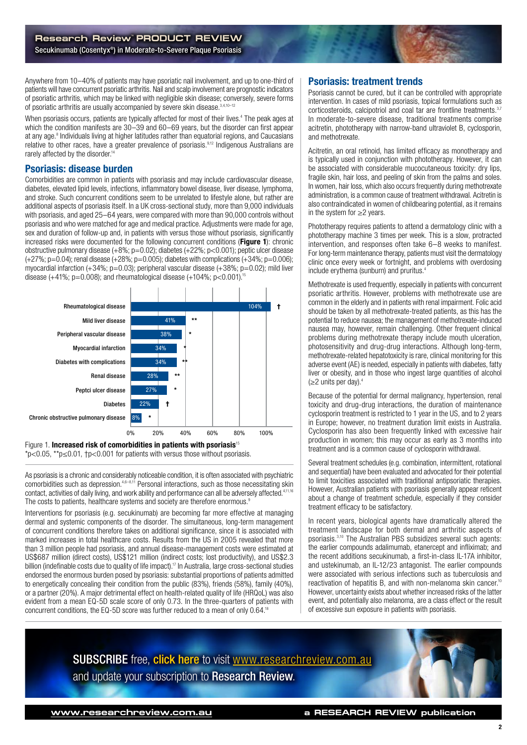Anywhere from 10–40% of patients may have psoriatic nail involvement, and up to one-third of patients will have concurrent psoriatic arthritis. Nail and scalp involvement are prognostic indicators of psoriatic arthritis, which may be linked with negligible skin disease; conversely, severe forms of psoriatic arthritis are usually accompanied by severe skin disease.[3,4,10–12]

When psoriasis occurs, patients are typically affected for most of their lives.[4] The peak ages at which the condition manifests are 30–39 and 60–69 years, but the disorder can first appear at any age.[8] Individuals living at higher latitudes rather than equatorial regions, and Caucasians relative to other races, have a greater prevalence of psoriasis.[9,12] Indigenous Australians are rarely affected by the disorder.[14]

## Psoriasis: disease burden

Comorbidities are common in patients with psoriasis and may include cardiovascular disease, diabetes, elevated lipid levels, infections, inflammatory bowel disease, liver disease, lymphoma, and stroke. Such concurrent conditions seem to be unrelated to lifestyle alone, but rather are additional aspects of psoriasis itself. In a UK cross-sectional study, more than 9,000 individuals with psoriasis, and aged 25–64 years, were compared with more than 90,000 controls without psoriasis and who were matched for age and medical practice. Adjustments were made for age, sex and duration of follow-up and, in patients with versus those without psoriasis, significantly increased risks were documented for the following concurrent conditions (**Figure 1**): chronic obstructive pulmonary disease (+8%; p=0.02); diabetes (+22%; p<0.001); peptic ulcer disease (+27%; p=0.04); renal disease (+28%; p=0.005); diabetes with complications (+34%; p=0.006); myocardial infarction (+34%; p=0.03); peripheral vascular disease (+38%; p=0.02); mild liver disease (+41%; p=0.008); and rheumatological disease (+104%; p<0.001).[15]

| Comorbidity | Increased risk | Significance |
|---|---|---|
| Rheumatological disease | 104% | † |
| Mild liver disease | 41% | ** |
| Peripheral vascular disease | 38% | * |
| Myocardial infarction | 34% | * |
| Diabetes with complications | 34% | ** |
| Renal disease | 28% | ** |
| Peptci ulcer disease | 27% | * |
| Diabetes | 22% | † |
| Chronic obstructive pulmonary disease | 8% | * |

Figure 1. **Increased risk of comorbidities in patients with psoriasis**[15]
*p<0.05, **p≤0.01, †p<0.001 for patients with versus those without psoriasis.

As psoriasis is a chronic and considerably noticeable condition, it is often associated with psychiatric comorbidities such as depression.[4,6–8,11] Personal interactions, such as those necessitating skin contact, activities of daily living, and work ability and performance can all be adversely affected.[4,11,16] The costs to patients, healthcare systems and society are therefore enormous.[8]

Interventions for psoriasis (e.g. secukinumab) are becoming far more effective at managing dermal and systemic components of the disorder. The simultaneous, long-term management of concurrent conditions therefore takes on additional significance, since it is associated with marked increases in total healthcare costs. Results from the US in 2005 revealed that more than 3 million people had psoriasis, and annual disease-management costs were estimated at US$687 million (direct costs), US$121 million (indirect costs; lost productivity), and US$2.3 billion (indefinable costs due to quality of life impact).[17] In Australia, large cross-sectional studies endorsed the enormous burden posed by psoriasis: substantial proportions of patients admitted to energetically concealing their condition from the public (83%), friends (58%), family (40%), or a partner (20%). A major detrimental effect on health-related quality of life (HRQoL) was also evident from a mean EQ-5D scale score of only 0.73. In the three-quarters of patients with concurrent conditions, the EQ-5D score was further reduced to a mean of only 0.64.[18]

## Psoriasis: treatment trends

Psoriasis cannot be cured, but it can be controlled with appropriate intervention. In cases of mild psoriasis, topical formulations such as corticosteroids, calcipotriol and coal tar are frontline treatments.[3,7] In moderate-to-severe disease, traditional treatments comprise acitretin, phototherapy with narrow-band ultraviolet B, cyclosporin, and methotrexate.

Acitretin, an oral retinoid, has limited efficacy as monotherapy and is typically used in conjunction with phototherapy. However, it can be associated with considerable mucocutaneous toxicity: dry lips, fragile skin, hair loss, and peeling of skin from the palms and soles. In women, hair loss, which also occurs frequently during methotrexate administration, is a common cause of treatment withdrawal. Acitretin is also contraindicated in women of childbearing potential, as it remains in the system for ≥2 years.

Phototherapy requires patients to attend a dermatology clinic with a phototherapy machine 3 times per week. This is a slow, protracted intervention, and responses often take 6–8 weeks to manifest. For long-term maintenance therapy, patients must visit the dermatology clinic once every week or fortnight, and problems with overdosing include erythema (sunburn) and pruritus.[4]

Methotrexate is used frequently, especially in patients with concurrent psoriatic arthritis. However, problems with methotrexate use are common in the elderly and in patients with renal impairment. Folic acid should be taken by all methotrexate-treated patients, as this has the potential to reduce nausea; the management of methotrexate-induced nausea may, however, remain challenging. Other frequent clinical problems during methotrexate therapy include mouth ulceration, photosensitivity and drug-drug interactions. Although long-term, methotrexate-related hepatotoxicity is rare, clinical monitoring for this adverse event (AE) is needed, especially in patients with diabetes, fatty liver or obesity, and in those who ingest large quantities of alcohol (≥2 units per day).[4]

Because of the potential for dermal malignancy, hypertension, renal toxicity and drug-drug interactions, the duration of maintenance cyclosporin treatment is restricted to 1 year in the US, and to 2 years in Europe; however, no treatment duration limit exists in Australia. Cyclosporin has also been frequently linked with excessive hair production in women; this may occur as early as 3 months into treatment and is a common cause of cyclosporin withdrawal.

Several treatment schedules (e.g. combination, intermittent, rotational and sequential) have been evaluated and advocated for their potential to limit toxicities associated with traditional antipsoriatic therapies. However, Australian patients with psoriasis generally appear reticent about a change of treatment schedule, especially if they consider treatment efficacy to be satisfactory.

In recent years, biological agents have dramatically altered the treatment landscape for both dermal and arthritic aspects of psoriasis.[3,10] The Australian PBS subsidizes several such agents: the earlier compounds adalimumab, etanercept and infliximab; and the recent additions secukinumab, a first-in-class IL-17A inhibitor, and ustekinumab, an IL-12/23 antagonist. The earlier compounds were associated with serious infections such as tuberculosis and reactivation of hepatitis B, and with non-melanoma skin cancer.[10] However, uncertainty exists about whether increased risks of the latter event, and potentially also melanoma, are a class effect or the result of excessive sun exposure in patients with psoriasis.

SUBSCRIBE free, click here to visit www.researchreview.com.au and update your subscription to Research Review.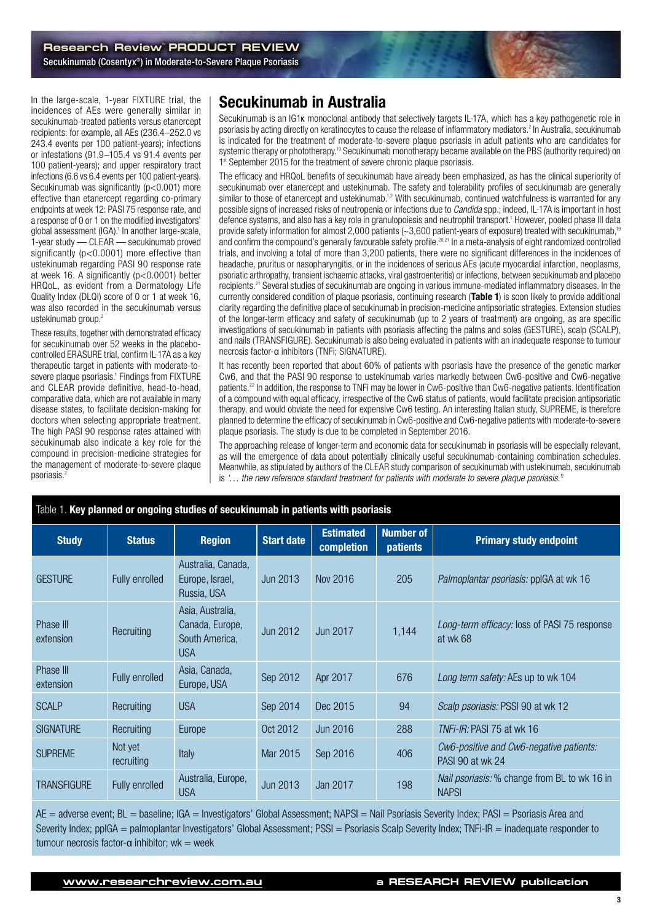In the large-scale, 1-year FIXTURE trial, the incidences of AEs were generally similar in secukinumab-treated patients versus etanercept recipients: for example, all AEs (236.4–252.0 vs 243.4 events per 100 patient-years); infections or infestations (91.9–105.4 vs 91.4 events per 100 patient-years); and upper respiratory tract infections (6.6 vs 6.4 events per 100 patient-years). Secukinumab was significantly ($p<0.001$) more effective than etanercept regarding co-primary endpoints at week 12: PASI 75 response rate, and a response of 0 or 1 on the modified investigators' global assessment (IGA).[1] In another large-scale, 1-year study — CLEAR — secukinumab proved significantly ($p<0.0001$) more effective than ustekinumab regarding PASI 90 response rate at week 16. A significantly ($p<0.0001$) better HRQoL, as evident from a Dermatology Life Quality Index (DLQI) score of 0 or 1 at week 16, was also recorded in the secukinumab versus ustekinumab group.[2]

These results, together with demonstrated efficacy for secukinumab over 52 weeks in the placebo-controlled ERASURE trial, confirm IL-17A as a key therapeutic target in patients with moderate-to-severe plaque psoriasis.[1] Findings from FIXTURE and CLEAR provide definitive, head-to-head, comparative data, which are not available in many disease states, to facilitate decision-making for doctors when selecting appropriate treatment. The high PASI 90 response rates attained with secukinumab also indicate a key role for the compound in precision-medicine strategies for the management of moderate-to-severe plaque psoriasis.[2]

## Secukinumab in Australia

Secukinumab is an IG1κ monoclonal antibody that selectively targets IL-17A, which has a key pathogenetic role in psoriasis by acting directly on keratinocytes to cause the release of inflammatory mediators.[2] In Australia, secukinumab is indicated for the treatment of moderate-to-severe plaque psoriasis in adult patients who are candidates for systemic therapy or phototherapy.[19] Secukinumab monotherapy became available on the PBS (authority required) on 1st September 2015 for the treatment of severe chronic plaque psoriasis.

The efficacy and HRQoL benefits of secukinumab have already been emphasized, as has the clinical superiority of secukinumab over etanercept and ustekinumab. The safety and tolerability profiles of secukinumab are generally similar to those of etanercept and ustekinumab.[1,2] With secukinumab, continued watchfulness is warranted for any possible signs of increased risks of neutropenia or infections due to *Candida* spp.; indeed, IL-17A is important in host defence systems, and also has a key role in granulopoiesis and neutrophil transport.[1] However, pooled phase III data provide safety information for almost 2,000 patients (~3,600 patient-years of exposure) treated with secukinumab,[19] and confirm the compound's generally favourable safety profile.[20,21] In a meta-analysis of eight randomized controlled trials, and involving a total of more than 3,200 patients, there were no significant differences in the incidences of headache, pruritus or nasopharyngitis, or in the incidences of serious AEs (acute myocardial infarction, neoplasms, psoriatic arthropathy, transient ischaemic attacks, viral gastroenteritis) or infections, between secukinumab and placebo recipients.[21] Several studies of secukinumab are ongoing in various immune-mediated inflammatory diseases. In the currently considered condition of plaque psoriasis, continuing research (**Table 1**) is soon likely to provide additional clarity regarding the definitive place of secukinumab in precision-medicine antipsoriatic strategies. Extension studies of the longer-term efficacy and safety of secukinumab (up to 2 years of treatment) are ongoing, as are specific investigations of secukinumab in patients with psoriasis affecting the palms and soles (GESTURE), scalp (SCALP), and nails (TRANSFIGURE). Secukinumab is also being evaluated in patients with an inadequate response to tumour necrosis factor-α inhibitors (TNFi; SIGNATURE).

It has recently been reported that about 60% of patients with psoriasis have the presence of the genetic marker Cw6, and that the PASI 90 response to ustekinumab varies markedly between Cw6-positive and Cw6-negative patients.[22] In addition, the response to TNFi may be lower in Cw6-positive than Cw6-negative patients. Identification of a compound with equal efficacy, irrespective of the Cw6 status of patients, would facilitate precision antipsoriatic therapy, and would obviate the need for expensive Cw6 testing. An interesting Italian study, SUPREME, is therefore planned to determine the efficacy of secukinumab in Cw6-positive and Cw6-negative patients with moderate-to-severe plaque psoriasis. The study is due to be completed in September 2016.

The approaching release of longer-term and economic data for secukinumab in psoriasis will be especially relevant, as will the emergence of data about potentially clinically useful secukinumab-containing combination schedules. Meanwhile, as stipulated by authors of the CLEAR study comparison of secukinumab with ustekinumab, secukinumab is *'… the new reference standard treatment for patients with moderate to severe plaque psoriasis.'*[2]

Table 1. **Key planned or ongoing studies of secukinumab in patients with psoriasis**

| Study | Status | Region | Start date | Estimated completion | Number of patients | Primary study endpoint |
|---|---|---|---|---|---|---|
| GESTURE | Fully enrolled | Australia, Canada, Europe, Israel, Russia, USA | Jun 2013 | Nov 2016 | 205 | *Palmoplantar psoriasis:* ppIGA at wk 16 |
| Phase III extension | Recruiting | Asia, Australia, Canada, Europe, South America, USA | Jun 2012 | Jun 2017 | 1,144 | *Long-term efficacy:* loss of PASI 75 response at wk 68 |
| Phase III extension | Fully enrolled | Asia, Canada, Europe, USA | Sep 2012 | Apr 2017 | 676 | *Long term safety:* AEs up to wk 104 |
| SCALP | Recruiting | USA | Sep 2014 | Dec 2015 | 94 | *Scalp psoriasis:* PSSI 90 at wk 12 |
| SIGNATURE | Recruiting | Europe | Oct 2012 | Jun 2016 | 288 | *TNFi-IR:* PASI 75 at wk 16 |
| SUPREME | Not yet recruiting | Italy | Mar 2015 | Sep 2016 | 406 | *Cw6-positive and Cw6-negative patients:* PASI 90 at wk 24 |
| TRANSFIGURE | Fully enrolled | Australia, Europe, USA | Jun 2013 | Jan 2017 | 198 | *Nail psoriasis:* % change from BL to wk 16 in NAPSI |

AE = adverse event; BL = baseline; IGA = Investigators' Global Assessment; NAPSI = Nail Psoriasis Severity Index; PASI = Psoriasis Area and Severity Index; ppIGA = palmoplantar Investigators' Global Assessment; PSSI = Psoriasis Scalp Severity Index; TNFi-IR = inadequate responder to tumour necrosis factor-α inhibitor; wk = week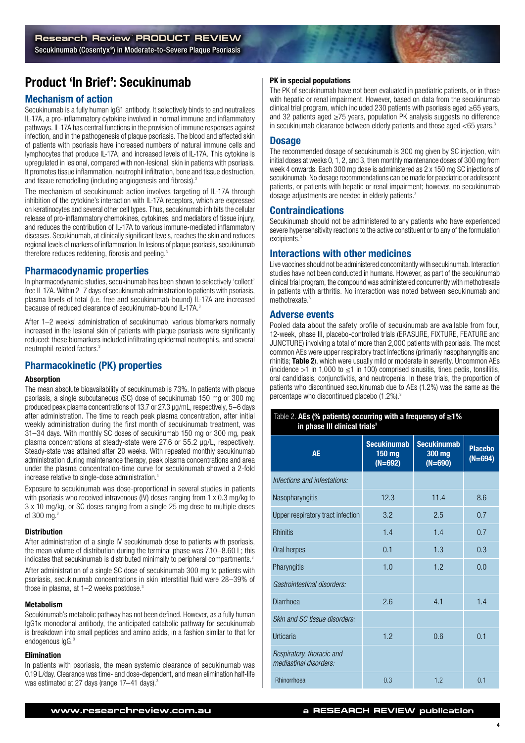# Product 'In Brief': Secukinumab

## Mechanism of action

Secukinumab is a fully human IgG1 antibody. It selectively binds to and neutralizes IL-17A, a pro-inflammatory cytokine involved in normal immune and inflammatory pathways. IL-17A has central functions in the provision of immune responses against infection, and in the pathogenesis of plaque psoriasis. The blood and affected skin of patients with psoriasis have increased numbers of natural immune cells and lymphocytes that produce IL-17A; and increased levels of IL-17A. This cytokine is upregulated in lesional, compared with non-lesional, skin in patients with psoriasis. It promotes tissue inflammation, neutrophil infiltration, bone and tissue destruction, and tissue remodelling (including angiogenesis and fibrosis).[3]

The mechanism of secukinumab action involves targeting of IL-17A through inhibition of the cytokine's interaction with IL-17A receptors, which are expressed on keratinocytes and several other cell types. Thus, secukinumab inhibits the cellular release of pro-inflammatory chemokines, cytokines, and mediators of tissue injury, and reduces the contribution of IL-17A to various immune-mediated inflammatory diseases. Secukinumab, at clinically significant levels, reaches the skin and reduces regional levels of markers of inflammation. In lesions of plaque psoriasis, secukinumab therefore reduces reddening, fibrosis and peeling.[3]

## Pharmacodynamic properties

In pharmacodynamic studies, secukinumab has been shown to selectively 'collect' free IL-17A. Within 2–7 days of secukinumab administration to patients with psoriasis, plasma levels of total (i.e. free and secukinumab-bound) IL-17A are increased because of reduced clearance of secukinumab-bound IL-17A.[3]

After 1–2 weeks' administration of secukinumab, various biomarkers normally increased in the lesional skin of patients with plaque psoriasis were significantly reduced: these biomarkers included infiltrating epidermal neutrophils, and several neutrophil-related factors.[3]

## Pharmacokinetic (PK) properties

### Absorption

The mean absolute bioavailability of secukinumab is 73%. In patients with plaque psoriasis, a single subcutaneous (SC) dose of secukinumab 150 mg or 300 mg produced peak plasma concentrations of 13.7 or 27.3 µg/mL, respectively, 5–6 days after administration. The time to reach peak plasma concentration, after initial weekly administration during the first month of secukinumab treatment, was 31–34 days. With monthly SC doses of secukinumab 150 mg or 300 mg, peak plasma concentrations at steady-state were 27.6 or 55.2 µg/L, respectively. Steady-state was attained after 20 weeks. With repeated monthly secukinumab administration during maintenance therapy, peak plasma concentrations and area under the plasma concentration-time curve for secukinumab showed a 2-fold increase relative to single-dose administration.[3]

Exposure to secukinumab was dose-proportional in several studies in patients with psoriasis who received intravenous (IV) doses ranging from 1 x 0.3 mg/kg to 3 x 10 mg/kg, or SC doses ranging from a single 25 mg dose to multiple doses of 300 mg.[3]

### Distribution

After administration of a single IV secukinumab dose to patients with psoriasis, the mean volume of distribution during the terminal phase was 7.10–8.60 L; this indicates that secukinumab is distributed minimally to peripheral compartments.[3]

After administration of a single SC dose of secukinumab 300 mg to patients with psoriasis, secukinumab concentrations in skin interstitial fluid were 28–39% of those in plasma, at 1–2 weeks postdose.[3]

### Metabolism

Secukinumab's metabolic pathway has not been defined. However, as a fully human IgG1κ monoclonal antibody, the anticipated catabolic pathway for secukinumab is breakdown into small peptides and amino acids, in a fashion similar to that for endogenous IgG.[3]

### Elimination

In patients with psoriasis, the mean systemic clearance of secukinumab was 0.19 L/day. Clearance was time- and dose-dependent, and mean elimination half-life was estimated at 27 days (range 17–41 days).[3]

### PK in special populations

The PK of secukinumab have not been evaluated in paediatric patients, or in those with hepatic or renal impairment. However, based on data from the secukinumab clinical trial program, which included 230 patients with psoriasis aged ≥65 years, and 32 patients aged ≥75 years, population PK analysis suggests no difference in secukinumab clearance between elderly patients and those aged <65 years.[3]

## Dosage

The recommended dosage of secukinumab is 300 mg given by SC injection, with initial doses at weeks 0, 1, 2, and 3, then monthly maintenance doses of 300 mg from week 4 onwards. Each 300 mg dose is administered as 2 x 150 mg SC injections of secukinumab. No dosage recommendations can be made for paediatric or adolescent patients, or patients with hepatic or renal impairment; however, no secukinumab dosage adjustments are needed in elderly patients.[3]

## Contraindications

Secukinumab should not be administered to any patients who have experienced severe hypersensitivity reactions to the active constituent or to any of the formulation excipients.[3]

## Interactions with other medicines

Live vaccines should not be administered concomitantly with secukinumab. Interaction studies have not been conducted in humans. However, as part of the secukinumab clinical trial program, the compound was administered concurrently with methotrexate in patients with arthritis. No interaction was noted between secukinumab and methotrexate.[3]

## Adverse events

Pooled data about the safety profile of secukinumab are available from four, 12-week, phase III, placebo-controlled trials (ERASURE, FIXTURE, FEATURE and JUNCTURE) involving a total of more than 2,000 patients with psoriasis. The most common AEs were upper respiratory tract infections (primarily nasopharyngitis and rhinitis; **Table 2**), which were usually mild or moderate in severity. Uncommon AEs (incidence >1 in 1,000 to ≤1 in 100) comprised sinusitis, tinea pedis, tonsillitis, oral candidiasis, conjunctivitis, and neutropenia. In these trials, the proportion of patients who discontinued secukinumab due to AEs (1.2%) was the same as the percentage who discontinued placebo (1.2%).[3]

Table 2. **AEs (% patients) occurring with a frequency of ≥1% in phase III clinical trials**[3]

| AE | Secukinumab 150 mg (N=692) | Secukinumab 300 mg (N=690) | Placebo (N=694) |
|---|---|---|---|
| *Infections and infestations:* | | | |
| Nasopharyngitis | 12.3 | 11.4 | 8.6 |
| Upper respiratory tract infection | 3.2 | 2.5 | 0.7 |
| Rhinitis | 1.4 | 1.4 | 0.7 |
| Oral herpes | 0.1 | 1.3 | 0.3 |
| Pharyngitis | 1.0 | 1.2 | 0.0 |
| *Gastrointestinal disorders:* | | | |
| Diarrhoea | 2.6 | 4.1 | 1.4 |
| *Skin and SC tissue disorders:* | | | |
| Urticaria | 1.2 | 0.6 | 0.1 |
| *Respiratory, thoracic and mediastinal disorders:* | | | |
| Rhinorrhoea | 0.3 | 1.2 | 0.1 |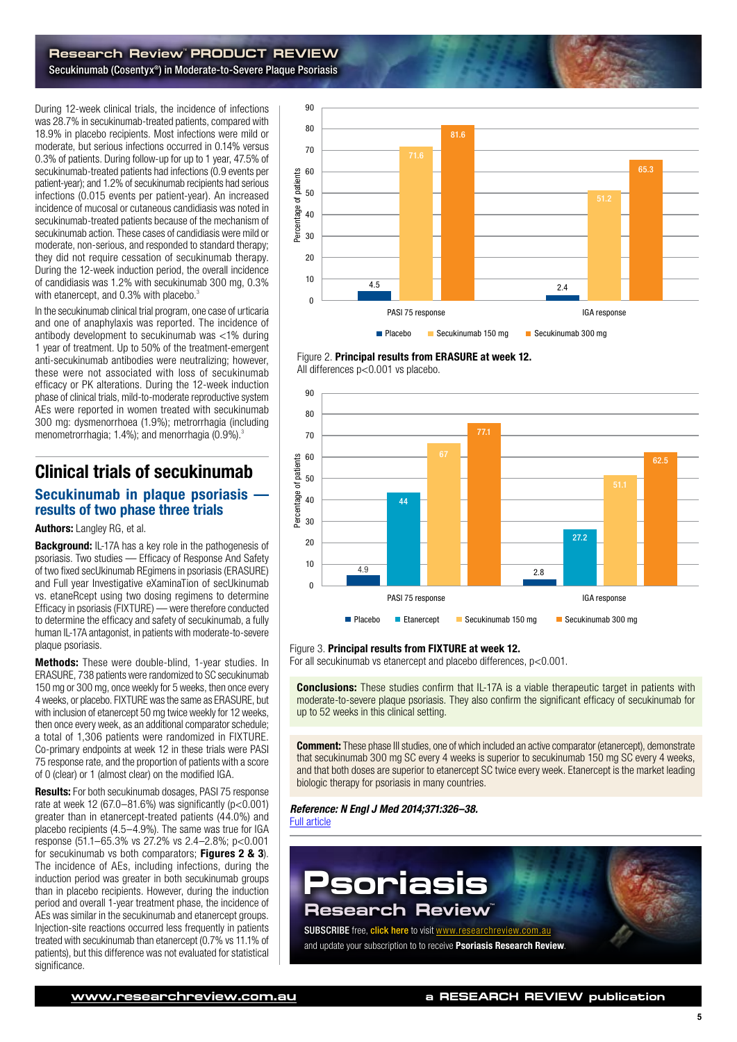During 12-week clinical trials, the incidence of infections was 28.7% in secukinumab-treated patients, compared with 18.9% in placebo recipients. Most infections were mild or moderate, but serious infections occurred in 0.14% versus 0.3% of patients. During follow-up for up to 1 year, 47.5% of secukinumab-treated patients had infections (0.9 events per patient-year); and 1.2% of secukinumab recipients had serious infections (0.015 events per patient-year). An increased incidence of mucosal or cutaneous candidiasis was noted in secukinumab-treated patients because of the mechanism of secukinumab action. These cases of candidiasis were mild or moderate, non-serious, and responded to standard therapy; they did not require cessation of secukinumab therapy. During the 12-week induction period, the overall incidence of candidiasis was 1.2% with secukinumab 300 mg, 0.3% with etanercept, and 0.3% with placebo.[3]

In the secukinumab clinical trial program, one case of urticaria and one of anaphylaxis was reported. The incidence of antibody development to secukinumab was <1% during 1 year of treatment. Up to 50% of the treatment-emergent anti-secukinumab antibodies were neutralizing; however, these were not associated with loss of secukinumab efficacy or PK alterations. During the 12-week induction phase of clinical trials, mild-to-moderate reproductive system AEs were reported in women treated with secukinumab 300 mg: dysmenorrhoea (1.9%); metrorrhagia (including menometrorrhagia; 1.4%); and menorrhagia (0.9%).[3]

## Clinical trials of secukinumab

### Secukinumab in plaque psoriasis — results of two phase three trials

**Authors:** Langley RG, et al.

**Background:** IL-17A has a key role in the pathogenesis of psoriasis. Two studies — Efficacy of Response And Safety of two fixed secUkinumab REgimens in psoriasis (ERASURE) and Full year Investigative eXaminaTion of secUkinumab vs. etaneRcept using two dosing regimens to determine Efficacy in psoriasis (FIXTURE) — were therefore conducted to determine the efficacy and safety of secukinumab, a fully human IL-17A antagonist, in patients with moderate-to-severe plaque psoriasis.

**Methods:** These were double-blind, 1-year studies. In ERASURE, 738 patients were randomized to SC secukinumab 150 mg or 300 mg, once weekly for 5 weeks, then once every 4 weeks, or placebo. FIXTURE was the same as ERASURE, but with inclusion of etanercept 50 mg twice weekly for 12 weeks, then once every week, as an additional comparator schedule; a total of 1,306 patients were randomized in FIXTURE. Co-primary endpoints at week 12 in these trials were PASI 75 response rate, and the proportion of patients with a score of 0 (clear) or 1 (almost clear) on the modified IGA.

**Results:** For both secukinumab dosages, PASI 75 response rate at week 12 (67.0–81.6%) was significantly ($p<0.001$) greater than in etanercept-treated patients (44.0%) and placebo recipients (4.5–4.9%). The same was true for IGA response (51.1–65.3% vs 27.2% vs 2.4–2.8%; $p<0.001$ for secukinumab vs both comparators; **Figures 2 & 3**). The incidence of AEs, including infections, during the induction period was greater in both secukinumab groups than in placebo recipients. However, during the induction period and overall 1-year treatment phase, the incidence of AEs was similar in the secukinumab and etanercept groups. Injection-site reactions occurred less frequently in patients treated with secukinumab than etanercept (0.7% vs 11.1% of patients), but this difference was not evaluated for statistical significance.

| Percentage of patients | Placebo | Secukinumab 150 mg | Secukinumab 300 mg |
|---|---|---|---|
| PASI 75 response | 4.5 | 71.6 | 81.6 |
| IGA response | 2.4 | 51.2 | 65.3 |

Figure 2. **Principal results from ERASURE at week 12.**
All differences p<0.001 vs placebo.

| Percentage of patients | Placebo | Etanercept | Secukinumab 150 mg | Secukinumab 300 mg |
|---|---|---|---|---|
| PASI 75 response | 4.9 | 44 | 67 | 77.1 |
| IGA response | 2.8 | 27.2 | 51.1 | 62.5 |

Figure 3. **Principal results from FIXTURE at week 12.**
For all secukinumab vs etanercept and placebo differences, p<0.001.

**Conclusions:** These studies confirm that IL-17A is a viable therapeutic target in patients with moderate-to-severe plaque psoriasis. They also confirm the significant efficacy of secukinumab for up to 52 weeks in this clinical setting.

**Comment:** These phase III studies, one of which included an active comparator (etanercept), demonstrate that secukinumab 300 mg SC every 4 weeks is superior to secukinumab 150 mg SC every 4 weeks, and that both doses are superior to etanercept SC twice every week. Etanercept is the market leading biologic therapy for psoriasis in many countries.

***Reference: N Engl J Med 2014;371:326–38.***
[Full article](#)

**Psoriasis Research Review™**

SUBSCRIBE free, click here to visit www.researchreview.com.au and update your subscription to to receive **Psoriasis Research Review**.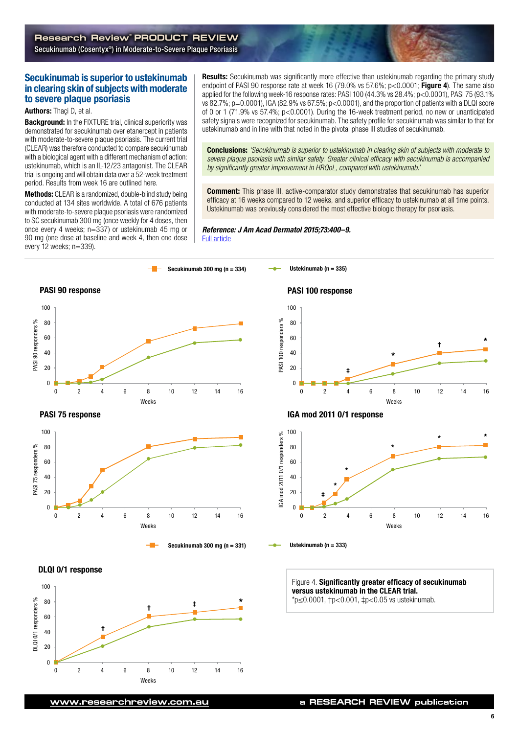## Secukinumab is superior to ustekinumab in clearing skin of subjects with moderate to severe plaque psoriasis

**Authors:** Thaçi D, et al.

**Background:** In the FIXTURE trial, clinical superiority was demonstrated for secukinumab over etanercept in patients with moderate-to-severe plaque psoriasis. The current trial (CLEAR) was therefore conducted to compare secukinumab with a biological agent with a different mechanism of action: ustekinumab, which is an IL-12/23 antagonist. The CLEAR trial is ongoing and will obtain data over a 52-week treatment period. Results from week 16 are outlined here.

**Methods:** CLEAR is a randomized, double-blind study being conducted at 134 sites worldwide. A total of 676 patients with moderate-to-severe plaque psoriasis were randomized to SC secukinumab 300 mg (once weekly for 4 doses, then once every 4 weeks; n=337) or ustekinumab 45 mg or 90 mg (one dose at baseline and week 4, then one dose every 12 weeks; n=339).

**Results:** Secukinumab was significantly more effective than ustekinumab regarding the primary study endpoint of PASI 90 response rate at week 16 (79.0% vs 57.6%; p<0.0001; **Figure 4**). The same also applied for the following week-16 response rates: PASI 100 (44.3% vs 28.4%; p<0.0001), PASI 75 (93.1% vs 82.7%; p=0.0001), IGA (82.9% vs 67.5%; p<0.0001), and the proportion of patients with a DLQI score of 0 or 1 (71.9% vs 57.4%; p<0.0001). During the 16-week treatment period, no new or unanticipated safety signals were recognized for secukinumab. The safety profile for secukinumab was similar to that for ustekinumab and in line with that noted in the pivotal phase III studies of secukinumab.

**Conclusions:** *'Secukinumab is superior to ustekinumab in clearing skin of subjects with moderate to severe plaque psoriasis with similar safety. Greater clinical efficacy with secukinumab is accompanied by significantly greater improvement in HRQoL, compared with ustekinumab.'*

**Comment:** This phase III, active-comparator study demonstrates that secukinumab has superior efficacy at 16 weeks compared to 12 weeks, and superior efficacy to ustekinumab at all time points. Ustekinumab was previously considered the most effective biologic therapy for psoriasis.

***Reference: J Am Acad Dermatol 2015;73:400–9.***
[Full article]

Figure 4. **Significantly greater efficacy of secukinumab versus ustekinumab in the CLEAR trial.**
*p≤0.0001, †p<0.001, ‡p<0.05 vs ustekinumab.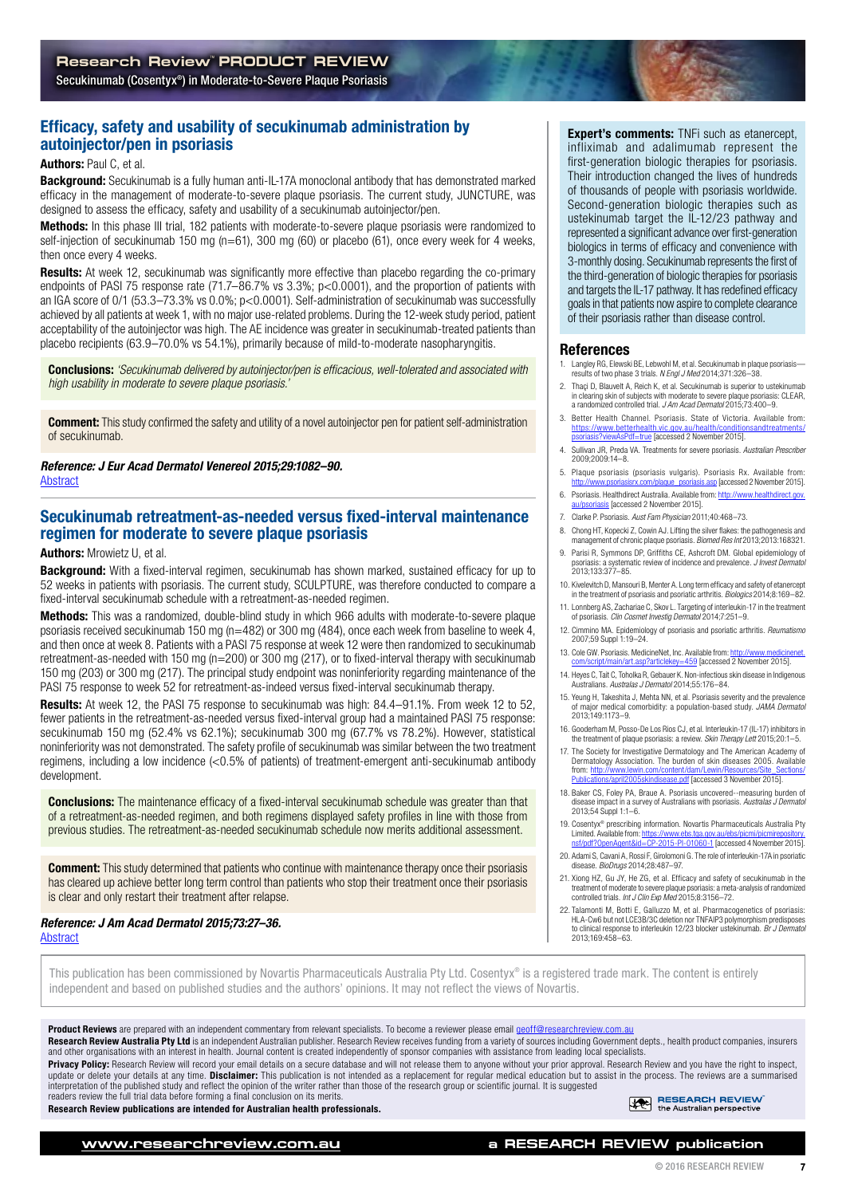## Efficacy, safety and usability of secukinumab administration by autoinjector/pen in psoriasis

**Authors:** Paul C, et al.

**Background:** Secukinumab is a fully human anti-IL-17A monoclonal antibody that has demonstrated marked efficacy in the management of moderate-to-severe plaque psoriasis. The current study, JUNCTURE, was designed to assess the efficacy, safety and usability of a secukinumab autoinjector/pen.

**Methods:** In this phase III trial, 182 patients with moderate-to-severe plaque psoriasis were randomized to self-injection of secukinumab 150 mg (n=61), 300 mg (60) or placebo (61), once every week for 4 weeks, then once every 4 weeks.

**Results:** At week 12, secukinumab was significantly more effective than placebo regarding the co-primary endpoints of PASI 75 response rate (71.7–86.7% vs 3.3%; p<0.0001), and the proportion of patients with an IGA score of 0/1 (53.3–73.3% vs 0.0%; p<0.0001). Self-administration of secukinumab was successfully achieved by all patients at week 1, with no major use-related problems. During the 12-week study period, patient acceptability of the autoinjector was high. The AE incidence was greater in secukinumab-treated patients than placebo recipients (63.9–70.0% vs 54.1%), primarily because of mild-to-moderate nasopharyngitis.

**Conclusions:** *'Secukinumab delivered by autoinjector/pen is efficacious, well-tolerated and associated with high usability in moderate to severe plaque psoriasis.'*

**Comment:** This study confirmed the safety and utility of a novel autoinjector pen for patient self-administration of secukinumab.

***Reference: J Eur Acad Dermatol Venereol 2015;29:1082–90.***
Abstract

## Secukinumab retreatment-as-needed versus fixed-interval maintenance regimen for moderate to severe plaque psoriasis

**Authors:** Mrowietz U, et al.

**Background:** With a fixed-interval regimen, secukinumab has shown marked, sustained efficacy for up to 52 weeks in patients with psoriasis. The current study, SCULPTURE, was therefore conducted to compare a fixed-interval secukinumab schedule with a retreatment-as-needed regimen.

**Methods:** This was a randomized, double-blind study in which 966 adults with moderate-to-severe plaque psoriasis received secukinumab 150 mg (n=482) or 300 mg (484), once each week from baseline to week 4, and then once at week 8. Patients with a PASI 75 response at week 12 were then randomized to secukinumab retreatment-as-needed with 150 mg (n=200) or 300 mg (217), or to fixed-interval therapy with secukinumab 150 mg (203) or 300 mg (217). The principal study endpoint was noninferiority regarding maintenance of the PASI 75 response to week 52 for retreatment-as-indeed versus fixed-interval secukinumab therapy.

**Results:** At week 12, the PASI 75 response to secukinumab was high: 84.4–91.1%. From week 12 to 52, fewer patients in the retreatment-as-needed versus fixed-interval group had a maintained PASI 75 response: secukinumab 150 mg (52.4% vs 62.1%); secukinumab 300 mg (67.7% vs 78.2%). However, statistical noninferiority was not demonstrated. The safety profile of secukinumab was similar between the two treatment regimens, including a low incidence (<0.5% of patients) of treatment-emergent anti-secukinumab antibody development.

**Conclusions:** The maintenance efficacy of a fixed-interval secukinumab schedule was greater than that of a retreatment-as-needed regimen, and both regimens displayed safety profiles in line with those from previous studies. The retreatment-as-needed secukinumab schedule now merits additional assessment.

**Comment:** This study determined that patients who continue with maintenance therapy once their psoriasis has cleared up achieve better long term control than patients who stop their treatment once their psoriasis is clear and only restart their treatment after relapse.

***Reference: J Am Acad Dermatol 2015;73:27–36.***
Abstract

**Expert's comments:** TNFi such as etanercept, infliximab and adalimumab represent the first-generation biologic therapies for psoriasis. Their introduction changed the lives of hundreds of thousands of people with psoriasis worldwide. Second-generation biologic therapies such as ustekinumab target the IL-12/23 pathway and represented a significant advance over first-generation biologics in terms of efficacy and convenience with 3-monthly dosing. Secukinumab represents the first of the third-generation of biologic therapies for psoriasis and targets the IL-17 pathway. It has redefined efficacy goals in that patients now aspire to complete clearance of their psoriasis rather than disease control.

## References

1. Langley RG, Elewski BE, Lebwohl M, et al. Secukinumab in plaque psoriasis—results of two phase 3 trials. *N Engl J Med* 2014;371:326–38.
2. Thaçi D, Blauvelt A, Reich K, et al. Secukinumab is superior to ustekinumab in clearing skin of subjects with moderate to severe plaque psoriasis: CLEAR, a randomized controlled trial. *J Am Acad Dermatol* 2015;73:400–9.
3. Better Health Channel. Psoriasis. State of Victoria. Available from: https://www.betterhealth.vic.gov.au/health/conditionsandtreatments/psoriasis?viewAsPdf=true [accessed 2 November 2015].
4. Sullivan JR, Preda VA. Treatments for severe psoriasis. *Australian Prescriber* 2009;2009:14–8.
5. Plaque psoriasis (psoriasis vulgaris). Psoriasis Rx. Available from: http://www.psoriasisrx.com/plaque_psoriasis.asp [accessed 2 November 2015].
6. Psoriasis. Healthdirect Australia. Available from: http://www.healthdirect.gov.au/psoriasis [accessed 2 November 2015].
7. Clarke P. Psoriasis. *Aust Fam Physician* 2011;40:468–73.
8. Chong HT, Kopecki Z, Cowin AJ. Lifting the silver flakes: the pathogenesis and management of chronic plaque psoriasis. *Biomed Res Int* 2013;2013:168321.
9. Parisi R, Symmons DP, Griffiths CE, Ashcroft DM. Global epidemiology of psoriasis: a systematic review of incidence and prevalence. *J Invest Dermatol* 2013;133:377–85.
10. Kivelevitch D, Mansouri B, Menter A. Long term efficacy and safety of etanercept in the treatment of psoriasis and psoriatic arthritis. *Biologics* 2014;8:169–82.
11. Lonnberg AS, Zachariae C, Skov L. Targeting of interleukin-17 in the treatment of psoriasis. *Clin Cosmet Investig Dermatol* 2014;7:251–9.
12. Cimmino MA. Epidemiology of psoriasis and psoriatic arthritis. *Reumatismo* 2007;59 Suppl 1:19–24.
13. Cole GW. Psoriasis. MedicineNet, Inc. Available from: http://www.medicinenet.com/script/main/art.asp?articlekey=459 [accessed 2 November 2015].
14. Heyes C, Tait C, Toholka R, Gebauer K. Non-infectious skin disease in Indigenous Australians. *Australas J Dermatol* 2014;55:176–84.
15. Yeung H, Takeshita J, Mehta NN, et al. Psoriasis severity and the prevalence of major medical comorbidity: a population-based study. *JAMA Dermatol* 2013;149:1173–9.
16. Gooderham M, Posso-De Los Rios CJ, et al. Interleukin-17 (IL-17) inhibitors in the treatment of plaque psoriasis: a review. *Skin Therapy Lett* 2015;20:1–5.
17. The Society for Investigative Dermatology and The American Academy of Dermatology Association. The burden of skin diseases 2005. Available from: http://www.lewin.com/content/dam/Lewin/Resources/Site_Sections/Publications/april2005skindisease.pdf [accessed 3 November 2015].
18. Baker CS, Foley PA, Braue A. Psoriasis uncovered--measuring burden of disease impact in a survey of Australians with psoriasis. *Australas J Dermatol* 2013;54 Suppl 1:1–6.
19. Cosentyx® prescribing information. Novartis Pharmaceuticals Australia Pty Limited. Available from: https://www.ebs.tga.gov.au/ebs/picmi/picmirepository.nsf/pdf?OpenAgent&id=CP-2015-PI-01060-1 [accessed 4 November 2015].
20. Adami S, Cavani A, Rossi F, Girolomoni G. The role of interleukin-17A in psoriatic disease. *BioDrugs* 2014;28:487–97.
21. Xiong HZ, Gu JY, He ZG, et al. Efficacy and safety of secukinumab in the treatment of moderate to severe plaque psoriasis: a meta-analysis of randomized controlled trials. *Int J Clin Exp Med* 2015;8:3156–72.
22. Talamonti M, Botti E, Galluzzo M, et al. Pharmacogenetics of psoriasis: HLA-Cw6 but not LCE3B/3C deletion nor TNFAIP3 polymorphism predisposes to clinical response to interleukin 12/23 blocker ustekinumab. *Br J Dermatol* 2013;169:458–63.

This publication has been commissioned by Novartis Pharmaceuticals Australia Pty Ltd. Cosentyx® is a registered trade mark. The content is entirely independent and based on published studies and the authors' opinions. It may not reflect the views of Novartis.

**Product Reviews** are prepared with an independent commentary from relevant specialists. To become a reviewer please email geoff@researchreview.com.au

**Research Review Australia Pty Ltd** is an independent Australian publisher. Research Review receives funding from a variety of sources including Government depts., health product companies, insurers and other organisations with an interest in health. Journal content is created independently of sponsor companies with assistance from leading local specialists.

**Privacy Policy:** Research Review will record your email details on a secure database and will not release them to anyone without your prior approval. Research Review and you have the right to inspect, update or delete your details at any time. **Disclaimer:** This publication is not intended as a replacement for regular medical education but to assist in the process. The reviews are a summarised interpretation of the published study and reflect the opinion of the writer rather than those of the research group or scientific journal. It is suggested readers review the full trial data before forming a final conclusion on its merits.

**Research Review publications are intended for Australian health professionals.**

www.researchreview.com.au

a RESEARCH REVIEW publication

© 2016 RESEARCH REVIEW